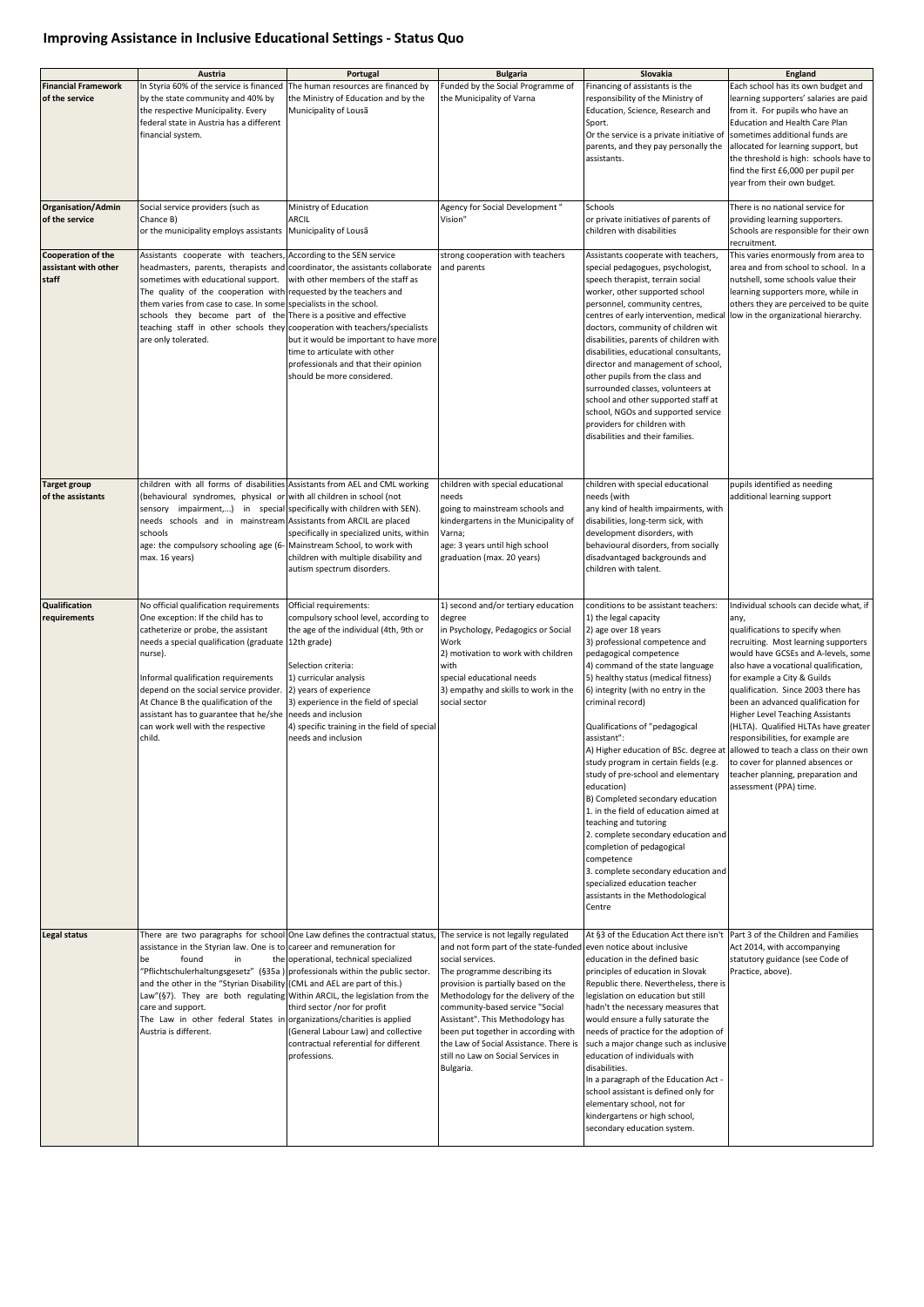# Improving Assistance in Inclusive Educational Settings - Status Quo

| | Austria | Portugal | Bulgaria | Slovakia | England |
|---|---|---|---|---|---|
| **Financial Framework of the service** | In Styria 60% of the service is financed by the state community and 40% by the respective Municipality. Every federal state in Austria has a different financial system. | The human resources are financed by the Ministry of Education and by the Municipality of Lousã | Funded by the Social Programme of the Municipality of Varna | Financing of assistants is the responsibility of the Ministry of Education, Science, Research and Sport.<br>Or the service is a private initiative of parents, and they pay personally the assistants. | Each school has its own budget and learning supporters' salaries are paid from it. For pupils who have an Education and Health Care Plan sometimes additional funds are allocated for learning support, but the threshold is high: schools have to find the first £6,000 per pupil per year from their own budget. |
| **Organisation/Admin of the service** | Social service providers (such as Chance B)<br>or the municipality employs assistants | Ministry of Education<br>ARCIL<br>Municipality of Lousã | Agency for Social Development " Vision" | Schools<br>or private initiatives of parents of children with disabilities | There is no national service for providing learning supporters. Schools are responsible for their own recruitment. |
| **Cooperation of the assistant with other staff** | Assistants cooperate with teachers, headmasters, parents, therapists and sometimes with educational support. The quality of the cooperation with them varies from case to case. In some schools they become part of the teaching staff in other schools they are only tolerated. | According to the SEN service coordinator, the assistants collaborate with other members of the staff as requested by the teachers and specialists in the school.<br>There is a positive and effective cooperation with teachers/specialists but it would be important to have more time to articulate with other professionals and that their opinion should be more considered. | strong cooperation with teachers and parents | Assistants cooperate with teachers, special pedagogues, psychologist, speech therapist, terrain social worker, other supported school personnel, community centres, centres of early intervention, medical doctors, community of children wit disabilities, parents of children with disabilities, educational consultants, director and management of school, other pupils from the class and surrounded classes, volunteers at school and other supported staff at school, NGOs and supported service providers for children with disabilities and their families. | This varies enormously from area to area and from school to school. In a nutshell, some schools value their learning supporters more, while in others they are perceived to be quite low in the organizational hierarchy. |
| **Target group of the assistants** | children with all forms of disabilities (behavioural syndromes, physical or sensory impairment,...) in special needs schools and in mainstream schools<br>age: the compulsory schooling age (6-max. 16 years) | Assistants from AEL and CML working with all children in school (not specifically with children with SEN).<br>Assistants from ARCIL are placed specifically in specialized units, within Mainstream School, to work with children with multiple disability and autism spectrum disorders. | children with special educational needs<br>going to mainstream schools and kindergartens in the Municipality of Varna;<br>age: 3 years until high school graduation (max. 20 years) | children with special educational needs (with<br>any kind of health impairments, with disabilities, long-term sick, with development disorders, with behavioural disorders, from socially disadvantaged backgrounds and children with talent. | pupils identified as needing additional learning support |
| **Qualification requirements** | No official qualification requirements<br>One exception: If the child has to catheterize or probe, the assistant needs a special qualification (graduate nurse).<br><br>Informal qualification requirements depend on the social service provider. At Chance B the qualification of the assistant has to guarantee that he/she can work well with the respective child. | Official requirements:<br>compulsory school level, according to the age of the individual (4th, 9th or 12th grade)<br><br>Selection criteria:<br>1) curricular analysis<br>2) years of experience<br>3) experience in the field of special needs and inclusion<br>4) specific training in the field of special needs and inclusion | 1) second and/or tertiary education degree<br>in Psychology, Pedagogics or Social Work<br>2) motivation to work with children with<br>special educational needs<br>3) empathy and skills to work in the social sector | conditions to be assistant teachers:<br>1) the legal capacity<br>2) age over 18 years<br>3) professional competence and pedagogical competence<br>4) command of the state language<br>5) healthy status (medical fitness)<br>6) integrity (with no entry in the criminal record)<br><br>Qualifications of "pedagogical assistant":<br>A) Higher education of BSc. degree at study program in certain fields (e.g. study of pre-school and elementary education)<br>B) Completed secondary education<br>1. in the field of education aimed at teaching and tutoring<br>2. complete secondary education and completion of pedagogical competence<br>3. complete secondary education and specialized education teacher assistants in the Methodological Centre | Individual schools can decide what, if any,<br>qualifications to specify when recruiting. Most learning supporters would have GCSEs and A-levels, some also have a vocational qualification, for example a City & Guilds qualification. Since 2003 there has been an advanced qualification for Higher Level Teaching Assistants (HLTA). Qualified HLTAs have greater responsibilities, for example are allowed to teach a class on their own to cover for planned absences or teacher planning, preparation and assessment (PPA) time. |
| **Legal status** | There are two paragraphs for school assistance in the Styrian law. One is to be found in the "Pflichtschulerhaltungsgesetz" (§35a) and the other in the "Styrian Disability Law"(§7). They are both regulating care and support.<br>The Law in other federal States in Austria is different. | One Law defines the contractual status, career and remuneration for the operational, technical specialized professionals within the public sector. (CML and AEL are part of this.)<br>Within ARCIL, the legislation from the third sector /nor for profit organizations/charities is applied (General Labour Law) and collective contractual referential for different professions. | The service is not legally regulated and not form part of the state-funded social services.<br>The programme describing its provision is partially based on the Methodology for the delivery of the community-based service "Social Assistant". This Methodology has been put together in according with the Law of Social Assistance. There is still no Law on Social Services in Bulgaria. | At §3 of the Education Act there isn't even notice about inclusive education in the defined basic principles of education in Slovak Republic there. Nevertheless, there is legislation on education but still hadn't the necessary measures that would ensure a fully saturate the needs of practice for the adoption of such a major change such as inclusive education of individuals with disabilities.<br>In a paragraph of the Education Act - school assistant is defined only for elementary school, not for kindergartens or high school, secondary education system. | Part 3 of the Children and Families Act 2014, with accompanying statutory guidance (see Code of Practice, above). |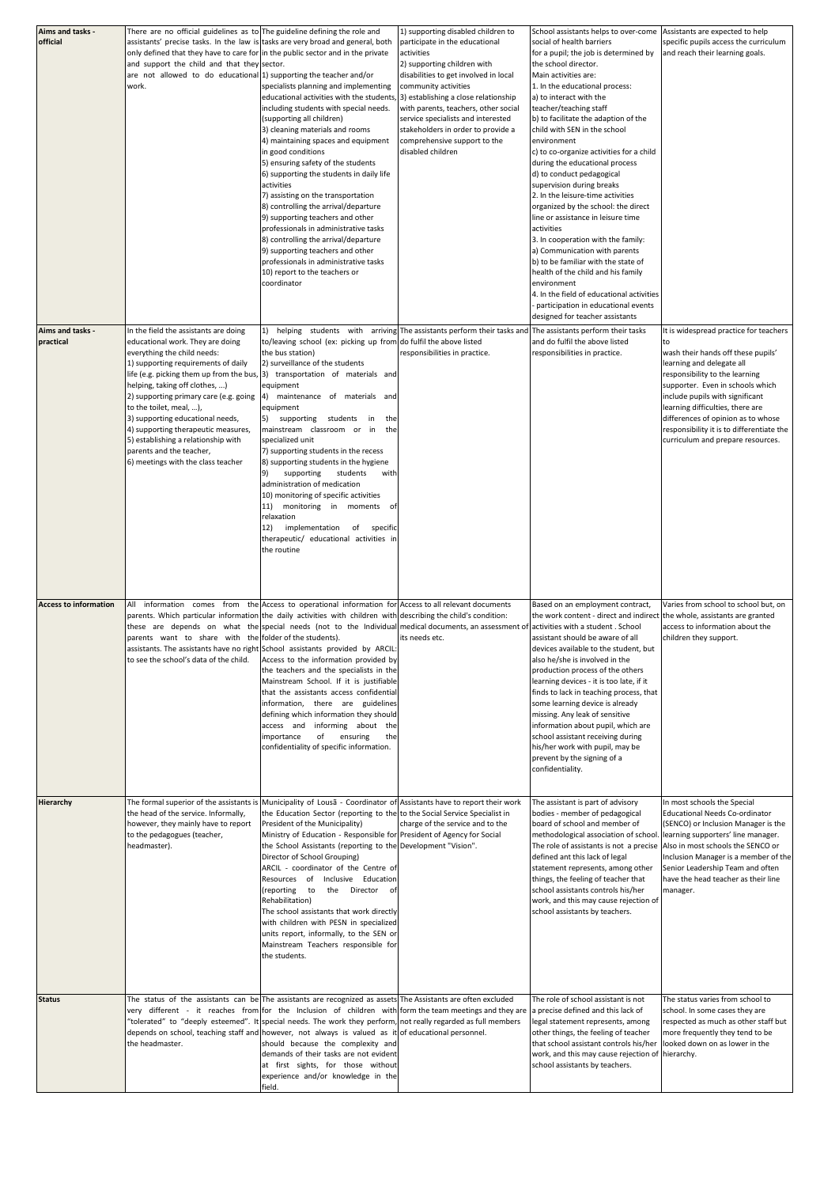| Aims and tasks - official | There are no official guidelines as to assistants' precise tasks. In the law is only defined that they have to care for and support the child and that they are not allowed to do educational work. | The guideline defining the role and tasks are very broad and general, both in the public sector and in the private sector.<br>1) supporting the teacher and/or specialists planning and implementing educational activities with the students, including students with special needs. (supporting all children)<br>3) cleaning materials and rooms<br>4) maintaining spaces and equipment in good conditions<br>5) ensuring safety of the students<br>6) supporting the students in daily life activities<br>7) assisting on the transportation<br>8) controlling the arrival/departure<br>9) supporting teachers and other professionals in administrative tasks<br>8) controlling the arrival/departure<br>9) supporting teachers and other professionals in administrative tasks<br>10) report to the teachers or coordinator | 1) supporting disabled children to participate in the educational activities<br>2) supporting children with disabilities to get involved in local community activities<br>3) establishing a close relationship with parents, teachers, other social service specialists and interested stakeholders in order to provide a comprehensive support to the disabled children | School assistants helps to over-come social of health barriers for a pupil; the job is determined by the school director.<br>Main activities are:<br>1. In the educational process:<br>a) to interact with the teacher/teaching staff<br>b) to facilitate the adaption of the child with SEN in the school environment<br>c) to co-organize activities for a child during the educational process<br>d) to conduct pedagogical supervision during breaks<br>2. In the leisure-time activities organized by the school: the direct line or assistance in leisure time activities<br>3. In cooperation with the family:<br>a) Communication with parents<br>b) to be familiar with the state of health of the child and his family environment<br>4. In the field of educational activities - participation in educational events designed for teacher assistants | Assistants are expected to help specific pupils access the curriculum and reach their learning goals. |
|---|---|---|---|---|---|
| **Aims and tasks - practical** | In the field the assistants are doing educational work. They are doing everything the child needs:<br>1) supporting requirements of daily life (e.g. picking them up from the bus, helping, taking off clothes, ...)<br>2) supporting primary care (e.g. going to the toilet, meal, ...),<br>3) supporting educational needs,<br>4) supporting therapeutic measures,<br>5) establishing a relationship with parents and the teacher,<br>6) meetings with the class teacher | 1) helping students with arriving to/leaving school (ex: picking up from the bus station)<br>2) surveillance of the students<br>3) transportation of materials and equipment<br>4) maintenance of materials and equipment<br>5) supporting students in the mainstream classroom or in the specialized unit<br>7) supporting students in the recess<br>8) supporting students in the hygiene<br>9) supporting students with administration of medication<br>10) monitoring of specific activities<br>11) monitoring in moments of relaxation<br>12) implementation of specific therapeutic/ educational activities in the routine | The assistants perform their tasks and do fulfil the above listed responsibilities in practice. | The assistants perform their tasks and do fulfil the above listed responsibilities in practice. | It is widespread practice for teachers to wash their hands off these pupils' learning and delegate all responsibility to the learning supporter. Even in schools which include pupils with significant learning difficulties, there are differences of opinion as to whose responsibility it is to differentiate the curriculum and prepare resources. |
| **Access to information** | All information comes from the parents. Which particular information these are depends on what the parents want to share with the assistants. The assistants have no right to see the school's data of the child. | Access to operational information for the daily activities with children with special needs (not to the Individual folder of the students).<br>School assistants provided by ARCIL: Access to the information provided by the teachers and the specialists in the Mainstream School. If it is justifiable that the assistants access confidential information, there are guidelines defining which information they should access and informing about the importance of ensuring the confidentiality of specific information. | Access to all relevant documents describing the child's condition: medical documents, an assessment of its needs etc. | Based on an employment contract, the work content - direct and indirect activities with a student . School assistant should be aware of all devices available to the student, but also he/she is involved in the production process of the others learning devices - it is too late, if it finds to lack in teaching process, that some learning device is already missing. Any leak of sensitive information about pupil, which are school assistant receiving during his/her work with pupil, may be prevent by the signing of a confidentiality. | Varies from school to school but, on the whole, assistants are granted access to information about the children they support. |
| **Hierarchy** | The formal superior of the assistants is the head of the service. Informally, however, they mainly have to report to the pedagogues (teacher, headmaster). | Municipality of Lousã - Coordinator of the Education Sector (reporting to the President of the Municipality)<br>Ministry of Education - Responsible for the School Assistants (reporting to the Director of School Grouping)<br>ARCIL - coordinator of the Centre of Resources of Inclusive Education (reporting to the Director of Rehabilitation)<br>The school assistants that work directly with children with PESN in specialized units report, informally, to the SEN or Mainstream Teachers responsible for the students. | Assistants have to report their work to the Social Service Specialist in charge of the service and to the President of Agency for Social Development "Vision". | The assistant is part of advisory bodies - member of pedagogical board of school and member of methodological association of school. The role of assistants is not a precise defined ant this lack of legal statement represents, among other things, the feeling of teacher that school assistants controls his/her work, and this may cause rejection of school assistants by teachers. | In most schools the Special Educational Needs Co-ordinator (SENCO) or Inclusion Manager is the learning supporters' line manager. Also in most schools the SENCO or Inclusion Manager is a member of the Senior Leadership Team and often have the head teacher as their line manager. |
| **Status** | The status of the assistants can be very different - it reaches from "tolerated" to "deeply esteemed". It depends on school, teaching staff and the headmaster. | The assistants are recognized as assets for the Inclusion of children with special needs. The work they perform, however, not always is valued as it should be because the complexity and demands of their tasks are not evident at first sights, for those without experience and/or knowledge in the field. | The Assistants are often excluded form the team meetings and they are not really regarded as full members of educational personnel. | The role of school assistant is not a precise defined and this lack of legal statement represents, among other things, the feeling of teacher that school assistant controls his/her work, and this may cause rejection of school assistants by teachers. | The status varies from school to school. In some cases they are respected as much as other staff but more frequently they tend to be looked down on as lower in the hierarchy. |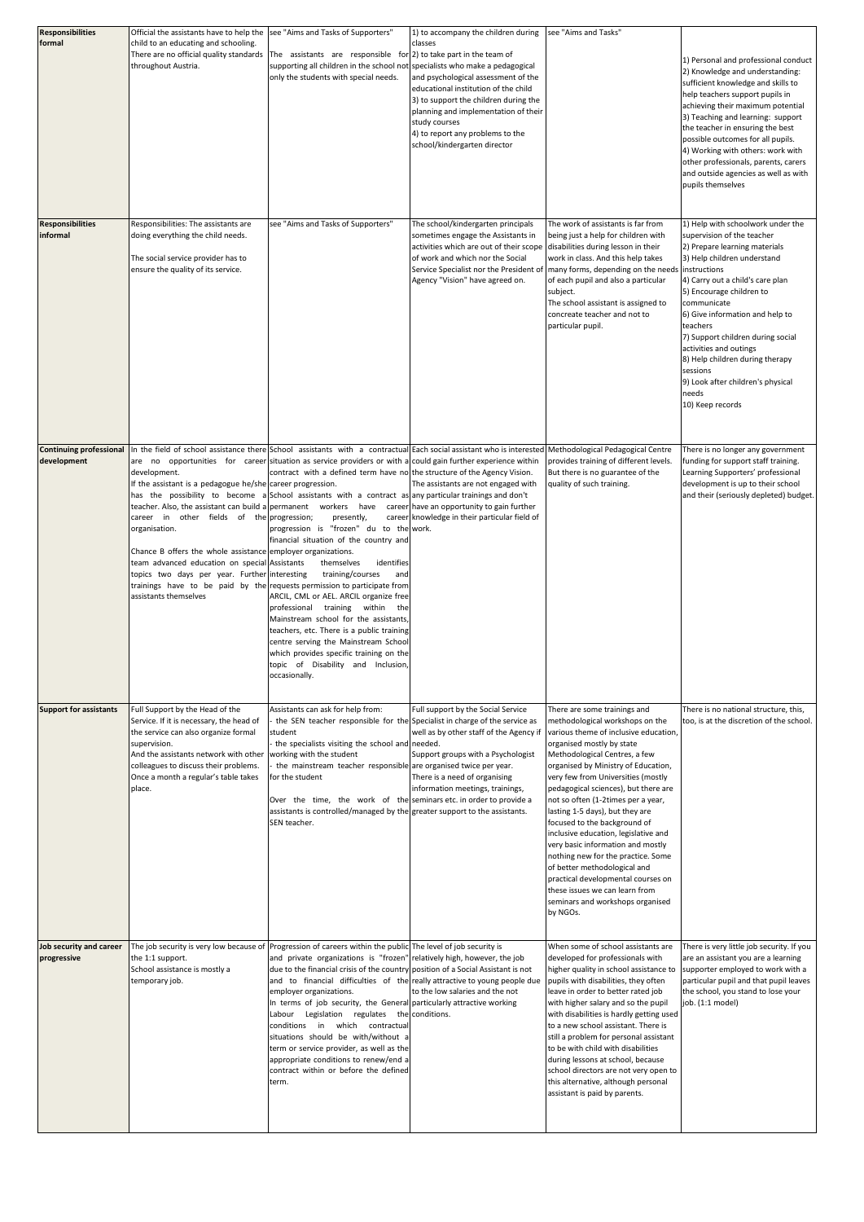| | | | | | |
|---|---|---|---|---|---|
| **Responsibilities formal** | Official the assistants have to help the child to an educating and schooling. There are no official quality standards throughout Austria. | see "Aims and Tasks of Supporters" The assistants are responsible for supporting all children in the school not only the students with special needs. | 1) to accompany the children during classes 2) to take part in the team of specialists who make a pedagogical and psychological assessment of the educational institution of the child 3) to support the children during the planning and implementation of their study courses 4) to report any problems to the school/kindergarten director | see "Aims and Tasks" | 1) Personal and professional conduct 2) Knowledge and understanding: sufficient knowledge and skills to help teachers support pupils in achieving their maximum potential 3) Teaching and learning: support the teacher in ensuring the best possible outcomes for all pupils. 4) Working with others: work with other professionals, parents, carers and outside agencies as well as with pupils themselves |
| **Responsibilities informal** | Responsibilities: The assistants are doing everything the child needs. The social service provider has to ensure the quality of its service. | see "Aims and Tasks of Supporters" | The school/kindergarten principals sometimes engage the Assistants in activities which are out of their scope of work and which nor the Social Service Specialist nor the President of Agency "Vision" have agreed on. | The work of assistants is far from being just a help for children with disabilities during lesson in their work in class. And this help takes many forms, depending on the needs of each pupil and also a particular subject. The school assistant is assigned to concreate teacher and not to particular pupil. | 1) Help with schoolwork under the supervision of the teacher 2) Prepare learning materials 3) Help children understand instructions 4) Carry out a child's care plan 5) Encourage children to communicate 6) Give information and help to teachers 7) Support children during social activities and outings 8) Help children during therapy sessions 9) Look after children's physical needs 10) Keep records |
| **Continuing professional development** | In the field of school assistance there are no opportunities for career development. If the assistant is a pedagogue he/she has the possibility to become a teacher. Also, the assistant can build a career in other fields of the organisation. Chance B offers the whole assistance team advanced education on special topics two days per year. Further trainings have to be paid by the assistants themselves | School assistants with a contractual situation as service providers or with a contract with a defined term have no career progression. School assistants with a contract as permanent workers have career progression; presently, career progression is "frozen" du to the financial situation of the country and employer organizations. Assistants themselves identifies interesting training/courses and requests permission to participate from ARCIL, CML or AEL. ARCIL organize free professional training within the Mainstream school for the assistants, teachers, etc. There is a public training centre serving the Mainstream School which provides specific training on the topic of Disability and Inclusion, occasionally. | Each social assistant who is interested could gain further experience within the structure of the Agency Vision. The assistants are not engaged with any particular trainings and don't have an opportunity to gain further knowledge in their particular field of work. | Methodological Pedagogical Centre provides training of different levels. But there is no guarantee of the quality of such training. | There is no longer any government funding for support staff training. Learning Supporters' professional development is up to their school and their (seriously depleted) budget. |
| **Support for assistants** | Full Support by the Head of the Service. If it is necessary, the head of the service can also organize formal supervision. And the assistants network with other colleagues to discuss their problems. Once a month a regular's table takes place. | Assistants can ask for help from: - the SEN teacher responsible for the student - the specialists visiting the school and working with the student - the mainstream teacher responsible for the student Over the time, the work of the assistants is controlled/managed by the SEN teacher. | Full support by the Social Service Specialist in charge of the service as well as by other staff of the Agency if needed. Support groups with a Psychologist are organised twice per year. There is a need of organising information meetings, trainings, seminars etc. in order to provide a greater support to the assistants. | There are some trainings and methodological workshops on the various theme of inclusive education, organised mostly by state Methodological Centres, a few organised by Ministry of Education, very few from Universities (mostly pedagogical sciences), but there are not so often (1-2times per a year, lasting 1-5 days), but they are focused to the background of inclusive education, legislative and very basic information and mostly nothing new for the practice. Some of better methodological and practical developmental courses on these issues we can learn from seminars and workshops organised by NGOs. | There is no national structure, this, too, is at the discretion of the school. |
| **Job security and career progressive** | The job security is very low because of the 1:1 support. School assistance is mostly a temporary job. | Progression of careers within the public and private organizations is "frozen" due to the financial crisis of the country and to financial difficulties of the employer organizations. In terms of job security, the General Labour Legislation regulates the conditions in which contractual situations should be with/without a term or service provider, as well as the appropriate conditions to renew/end a contract within or before the defined term. | The level of job security is relatively high, however, the job position of a Social Assistant is not really attractive to young people due to the low salaries and the not particularly attractive working conditions. | When some of school assistants are developed for professionals with higher quality in school assistance to pupils with disabilities, they often leave in order to better rated job with higher salary and so the pupil with disabilities is hardly getting used to a new school assistant. There is still a problem for personal assistant to be with child with disabilities during lessons at school, because school directors are not very open to this alternative, although personal assistant is paid by parents. | There is very little job security. If you are an assistant you are a learning supporter employed to work with a particular pupil and that pupil leaves the school, you stand to lose your job. (1:1 model) |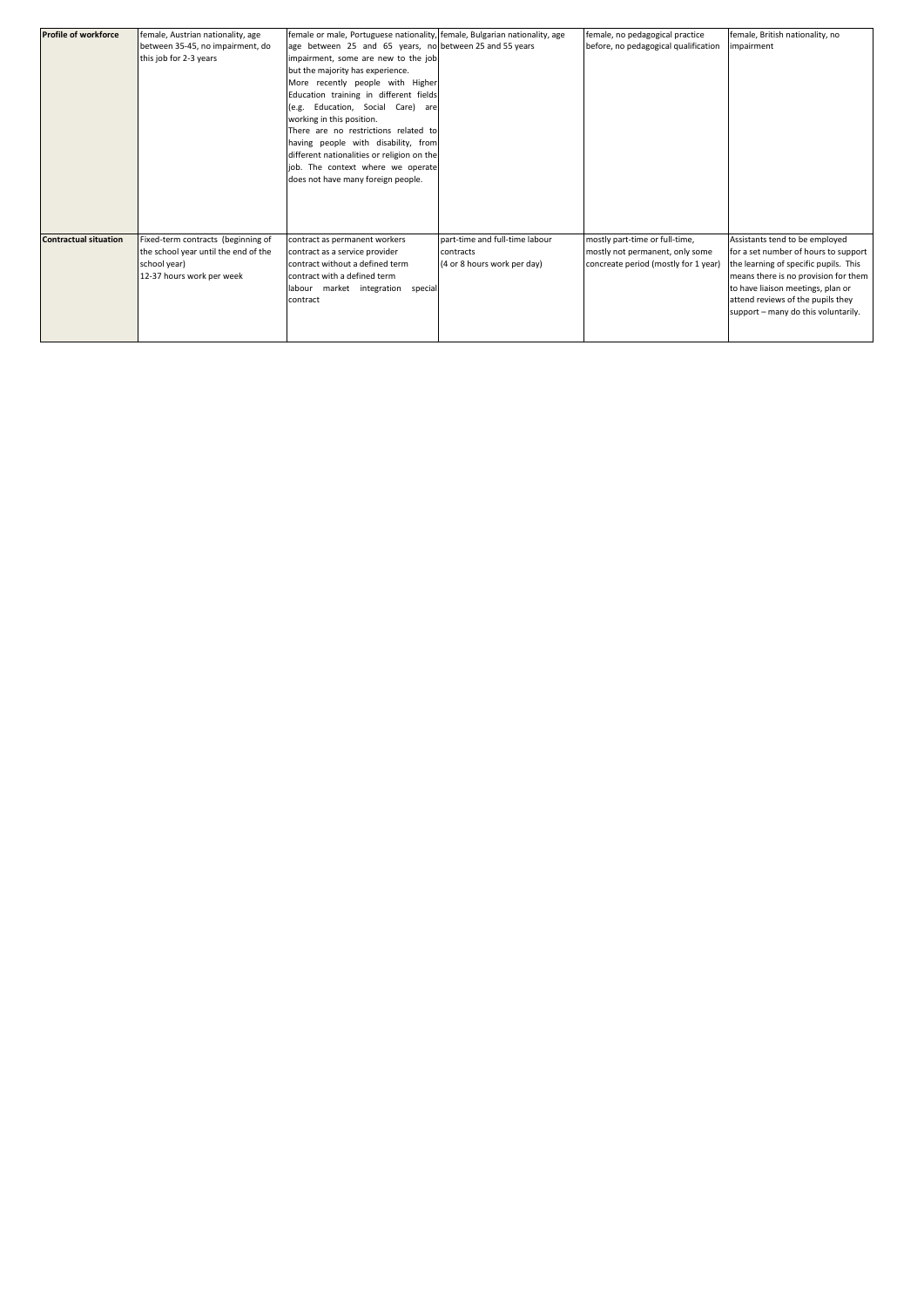| | | | | | |
|---|---|---|---|---|---|
| **Profile of workforce** | female, Austrian nationality, age between 35-45, no impairment, do this job for 2-3 years | female or male, Portuguese nationality, age between 25 and 65 years, no impairment, some are new to the job but the majority has experience. More recently people with Higher Education training in different fields (e.g. Education, Social Care) are working in this position. There are no restrictions related to having people with disability, from different nationalities or religion on the job. The context where we operate does not have many foreign people. | female, Bulgarian nationality, age between 25 and 55 years | female, no pedagogical practice before, no pedagogical qualification | female, British nationality, no impairment |
| **Contractual situation** | Fixed-term contracts (beginning of the school year until the end of the school year) 12-37 hours work per week | contract as permanent workers contract as a service provider contract without a defined term contract with a defined term labour market integration special contract | part-time and full-time labour contracts (4 or 8 hours work per day) | mostly part-time or full-time, mostly not permanent, only some concreate period (mostly for 1 year) | Assistants tend to be employed for a set number of hours to support the learning of specific pupils. This means there is no provision for them to have liaison meetings, plan or attend reviews of the pupils they support – many do this voluntarily. |